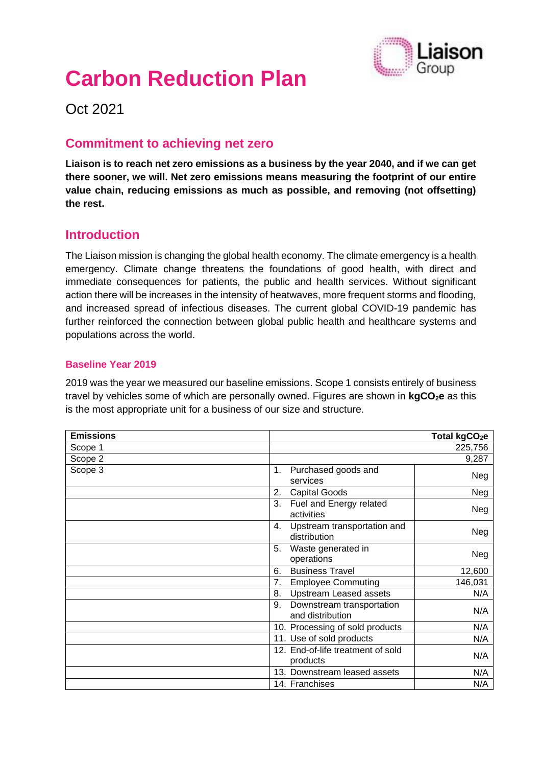# Carbon Reduction Plan

Oct 2021

## Commitment to achieving net zero

**Liaison is to reach net zero emissions as a business by the year 2040, and if we can get there sooner, we will. Net zero emissions means measuring the footprint of our entire value chain, reducing emissions as much as possible, and removing (not offsetting) the rest.**

## Introduction

The Liaison mission is changing the global health economy. The climate emergency is a health emergency. Climate change threatens the foundations of good health, with direct and immediate consequences for patients, the public and health services. Without significant action there will be increases in the intensity of heatwaves, more frequent storms and flooding, and increased spread of infectious diseases. The current global COVID-19 pandemic has further reinforced the connection between global public health and healthcare systems and populations across the world.

### Baseline Year 2019

2019 was the year we measured our baseline emissions. Scope 1 consists entirely of business travel by vehicles some of which are personally owned. Figures are shown in **$kgCO_2e$** as this is the most appropriate unit for a business of our size and structure.

| Emissions | | Total $kgCO_2e$ |
|---|---|---|
| Scope 1 | | 225,756 |
| Scope 2 | | 9,287 |
| Scope 3 | 1. Purchased goods and services | Neg |
| | 2. Capital Goods | Neg |
| | 3. Fuel and Energy related activities | Neg |
| | 4. Upstream transportation and distribution | Neg |
| | 5. Waste generated in operations | Neg |
| | 6. Business Travel | 12,600 |
| | 7. Employee Commuting | 146,031 |
| | 8. Upstream Leased assets | N/A |
| | 9. Downstream transportation and distribution | N/A |
| | 10. Processing of sold products | N/A |
| | 11. Use of sold products | N/A |
| | 12. End-of-life treatment of sold products | N/A |
| | 13. Downstream leased assets | N/A |
| | 14. Franchises | N/A |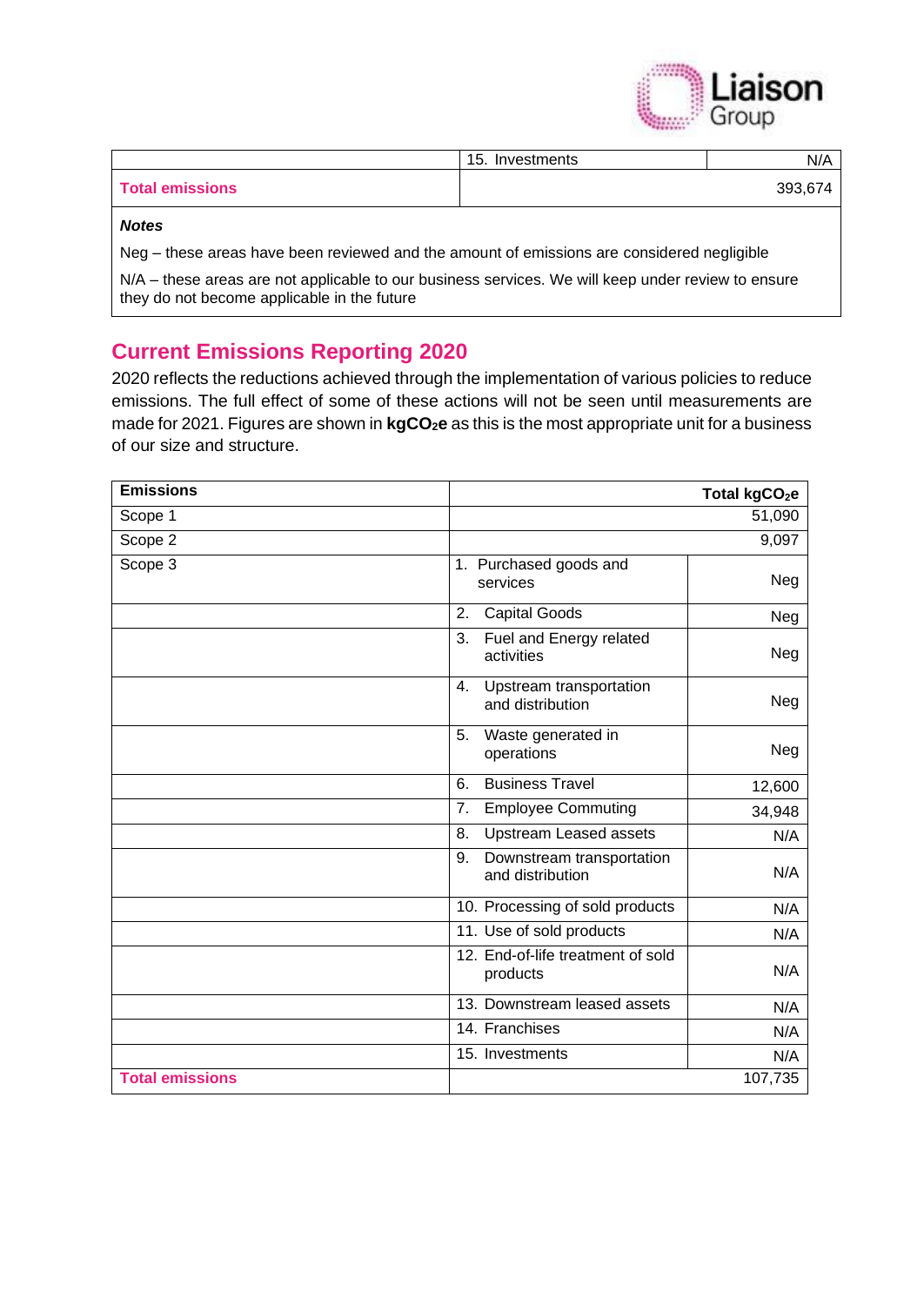|  | 15. Investments | N/A |
|---|---|---|
| **Total emissions** |  | 393,674 |

***Notes***

Neg – these areas have been reviewed and the amount of emissions are considered negligible

N/A – these areas are not applicable to our business services. We will keep under review to ensure they do not become applicable in the future

## Current Emissions Reporting 2020

2020 reflects the reductions achieved through the implementation of various policies to reduce emissions. The full effect of some of these actions will not be seen until measurements are made for 2021. Figures are shown in **$kgCO_2e$** as this is the most appropriate unit for a business of our size and structure.

| **Emissions** |  | **Total $kgCO_2e$** |
|---|---|---|
| Scope 1 |  | 51,090 |
| Scope 2 |  | 9,097 |
| Scope 3 | 1. Purchased goods and services | Neg |
|  | 2. Capital Goods | Neg |
|  | 3. Fuel and Energy related activities | Neg |
|  | 4. Upstream transportation and distribution | Neg |
|  | 5. Waste generated in operations | Neg |
|  | 6. Business Travel | 12,600 |
|  | 7. Employee Commuting | 34,948 |
|  | 8. Upstream Leased assets | N/A |
|  | 9. Downstream transportation and distribution | N/A |
|  | 10. Processing of sold products | N/A |
|  | 11. Use of sold products | N/A |
|  | 12. End-of-life treatment of sold products | N/A |
|  | 13. Downstream leased assets | N/A |
|  | 14. Franchises | N/A |
|  | 15. Investments | N/A |
| **Total emissions** |  | 107,735 |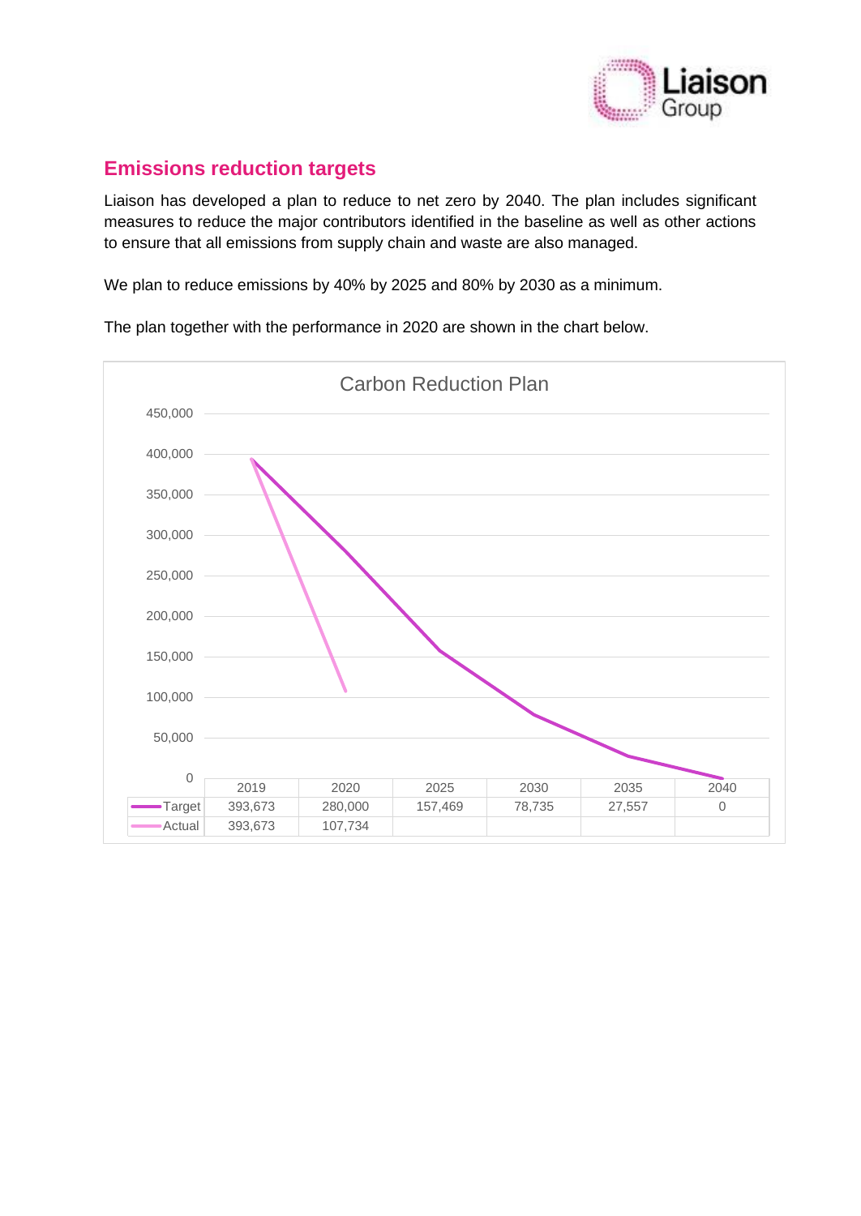## Emissions reduction targets

Liaison has developed a plan to reduce to net zero by 2040. The plan includes significant measures to reduce the major contributors identified in the baseline as well as other actions to ensure that all emissions from supply chain and waste are also managed.

We plan to reduce emissions by 40% by 2025 and 80% by 2030 as a minimum.

The plan together with the performance in 2020 are shown in the chart below.

**Carbon Reduction Plan**

| | 2019 | 2020 | 2025 | 2030 | 2035 | 2040 |
|---|---|---|---|---|---|---|
| Target | 393,673 | 280,000 | 157,469 | 78,735 | 27,557 | 0 |
| Actual | 393,673 | 107,734 | | | | |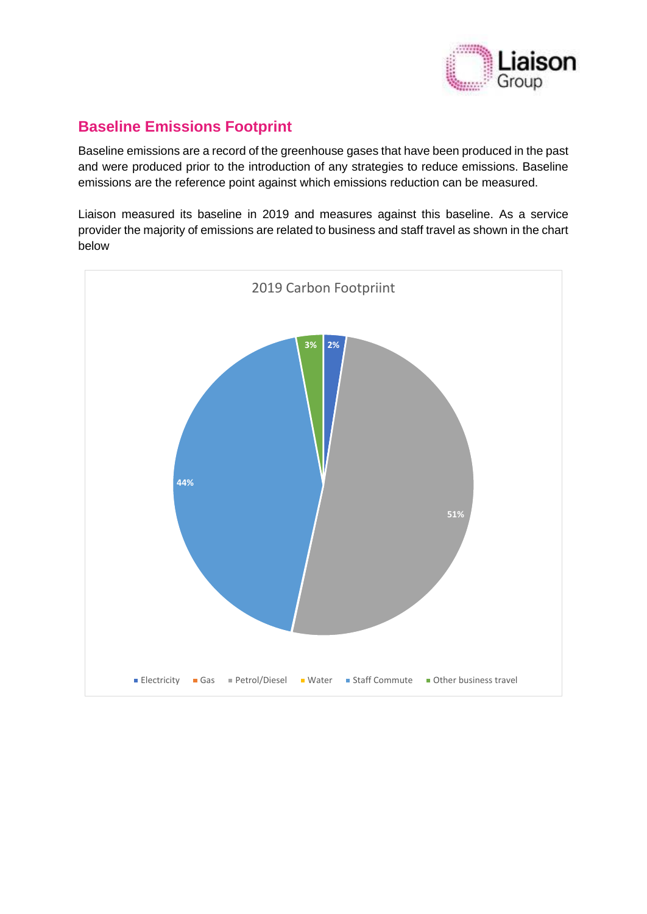## Baseline Emissions Footprint

Baseline emissions are a record of the greenhouse gases that have been produced in the past and were produced prior to the introduction of any strategies to reduce emissions. Baseline emissions are the reference point against which emissions reduction can be measured.

Liaison measured its baseline in 2019 and measures against this baseline. As a service provider the majority of emissions are related to business and staff travel as shown in the chart below

2019 Carbon Footpriint

| Category | Share |
|---|---|
| Electricity | 2% |
| Petrol/Diesel | 51% |
| Staff Commute | 44% |
| Other business travel | 3% |

Legend: Electricity, Gas, Petrol/Diesel, Water, Staff Commute, Other business travel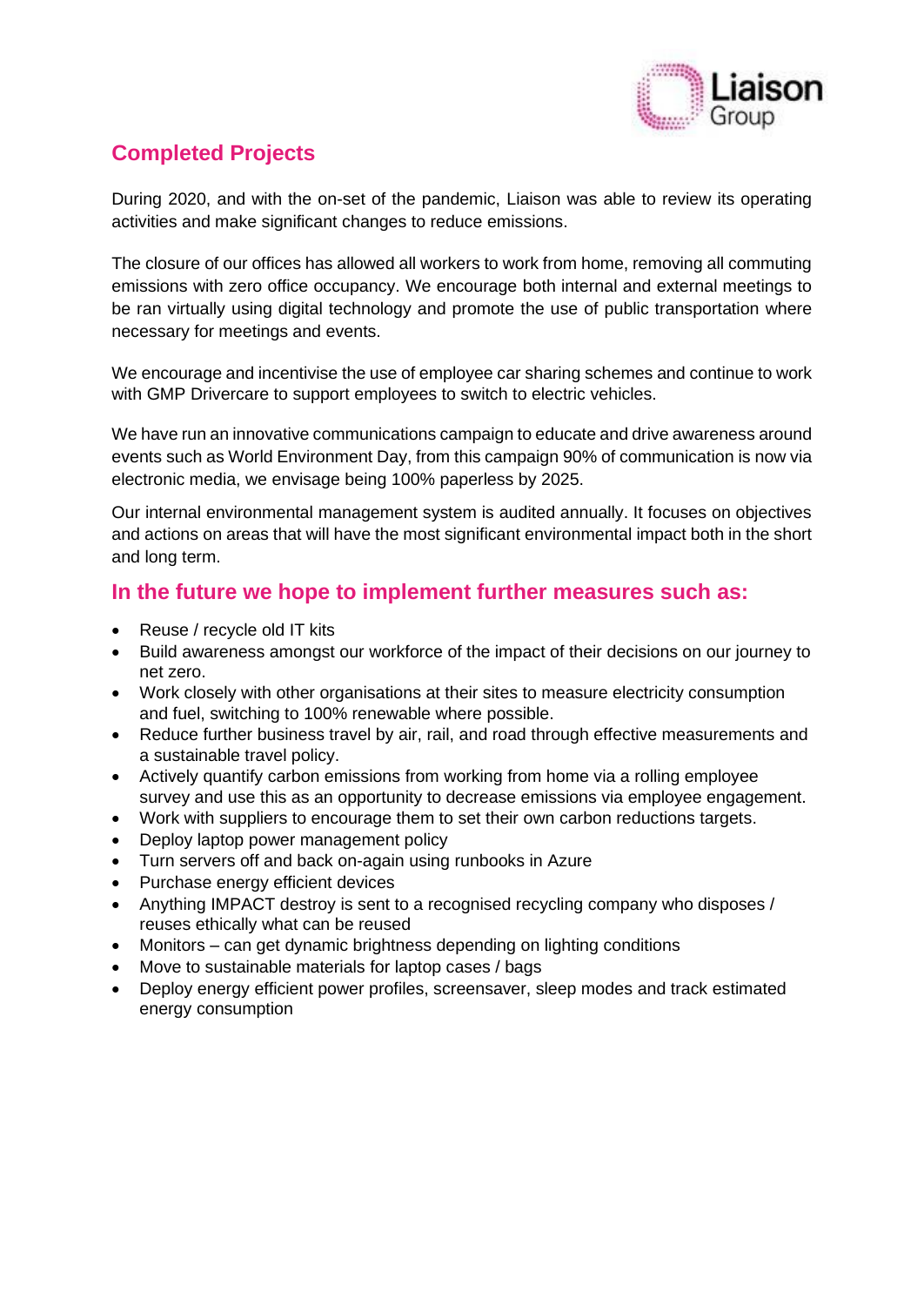## Completed Projects

During 2020, and with the on-set of the pandemic, Liaison was able to review its operating activities and make significant changes to reduce emissions.

The closure of our offices has allowed all workers to work from home, removing all commuting emissions with zero office occupancy. We encourage both internal and external meetings to be ran virtually using digital technology and promote the use of public transportation where necessary for meetings and events.

We encourage and incentivise the use of employee car sharing schemes and continue to work with GMP Drivercare to support employees to switch to electric vehicles.

We have run an innovative communications campaign to educate and drive awareness around events such as World Environment Day, from this campaign 90% of communication is now via electronic media, we envisage being 100% paperless by 2025.

Our internal environmental management system is audited annually. It focuses on objectives and actions on areas that will have the most significant environmental impact both in the short and long term.

## In the future we hope to implement further measures such as:

- Reuse / recycle old IT kits
- Build awareness amongst our workforce of the impact of their decisions on our journey to net zero.
- Work closely with other organisations at their sites to measure electricity consumption and fuel, switching to 100% renewable where possible.
- Reduce further business travel by air, rail, and road through effective measurements and a sustainable travel policy.
- Actively quantify carbon emissions from working from home via a rolling employee survey and use this as an opportunity to decrease emissions via employee engagement.
- Work with suppliers to encourage them to set their own carbon reductions targets.
- Deploy laptop power management policy
- Turn servers off and back on-again using runbooks in Azure
- Purchase energy efficient devices
- Anything IMPACT destroy is sent to a recognised recycling company who disposes / reuses ethically what can be reused
- Monitors – can get dynamic brightness depending on lighting conditions
- Move to sustainable materials for laptop cases / bags
- Deploy energy efficient power profiles, screensaver, sleep modes and track estimated energy consumption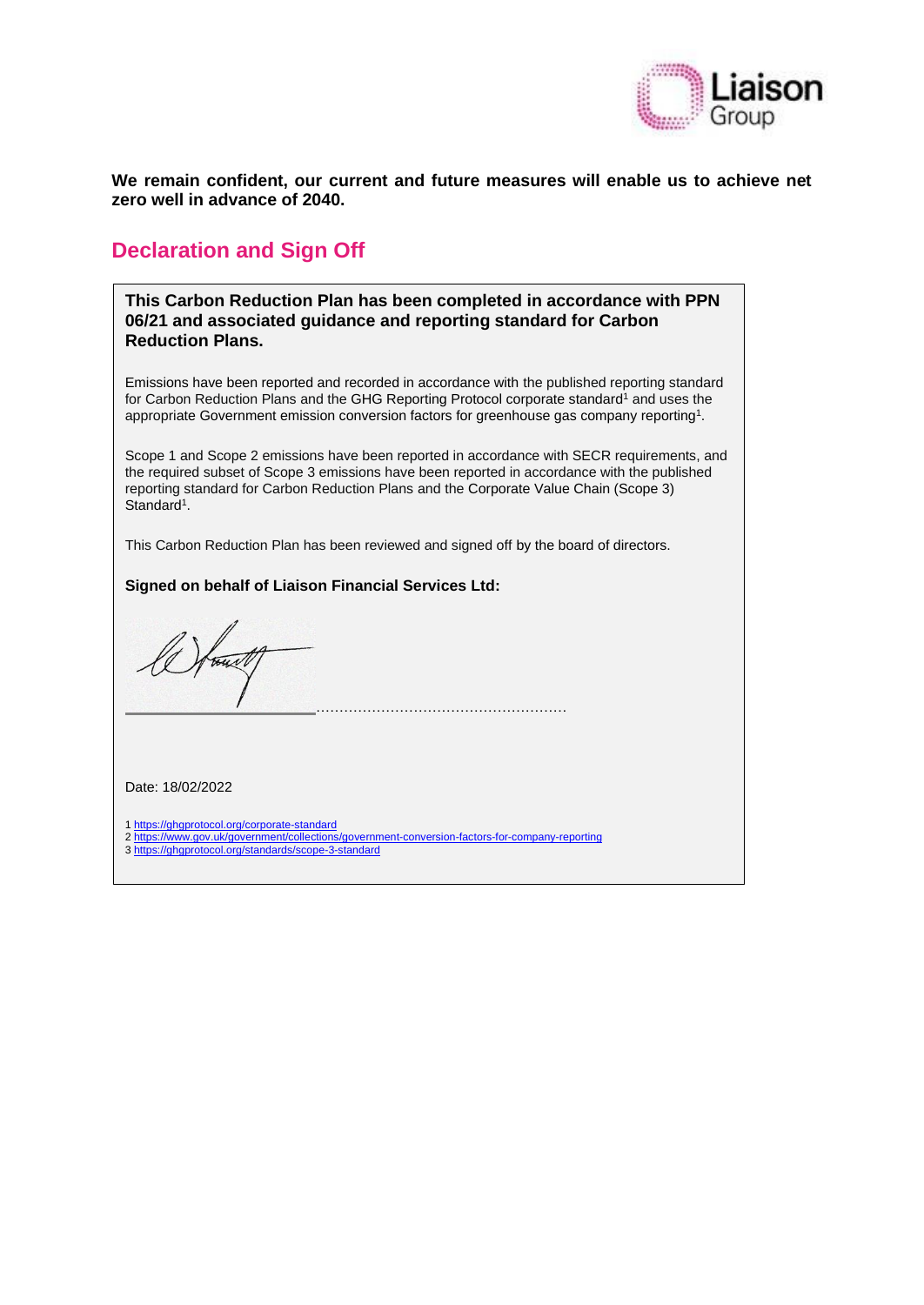**We remain confident, our current and future measures will enable us to achieve net zero well in advance of 2040.**

## Declaration and Sign Off

**This Carbon Reduction Plan has been completed in accordance with PPN 06/21 and associated guidance and reporting standard for Carbon Reduction Plans.**

Emissions have been reported and recorded in accordance with the published reporting standard for Carbon Reduction Plans and the GHG Reporting Protocol corporate standard[1] and uses the appropriate Government emission conversion factors for greenhouse gas company reporting[1].

Scope 1 and Scope 2 emissions have been reported in accordance with SECR requirements, and the required subset of Scope 3 emissions have been reported in accordance with the published reporting standard for Carbon Reduction Plans and the Corporate Value Chain (Scope 3) Standard[1].

This Carbon Reduction Plan has been reviewed and signed off by the board of directors.

**Signed on behalf of Liaison Financial Services Ltd:**

.....................................................

Date: 18/02/2022

1 https://ghgprotocol.org/corporate-standard
2 https://www.gov.uk/government/collections/government-conversion-factors-for-company-reporting
3 https://ghgprotocol.org/standards/scope-3-standard